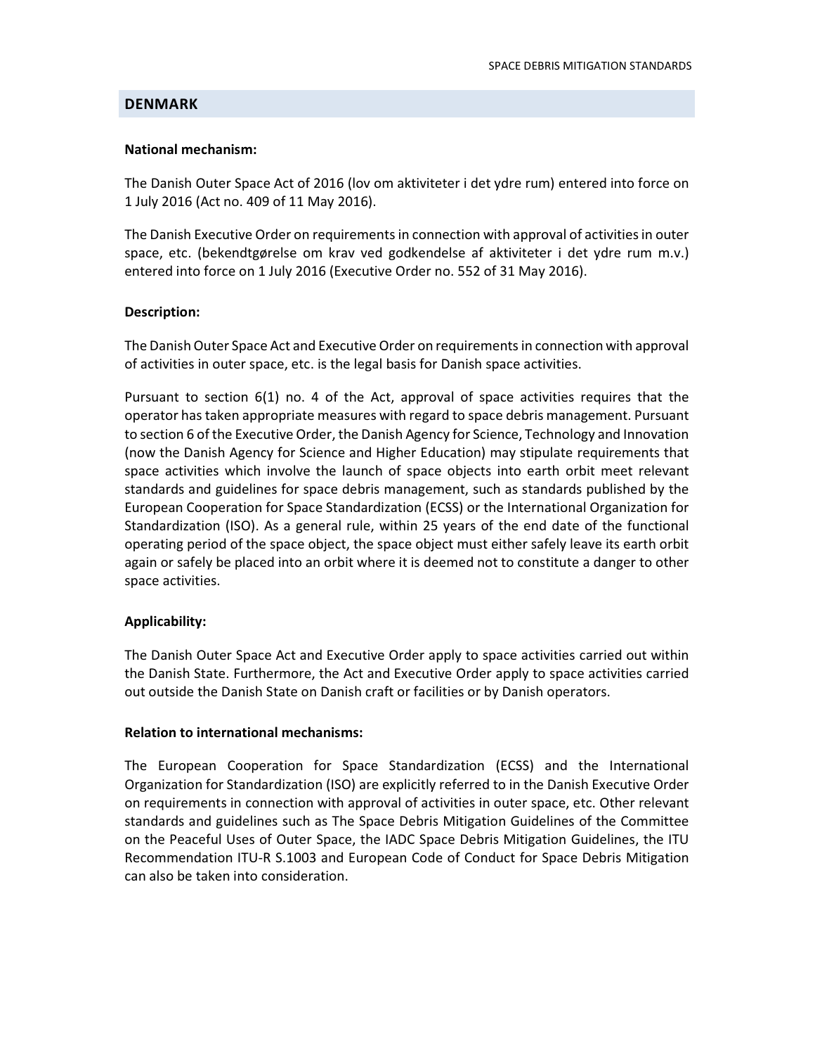## DENMARK

**National mechanism:**

The Danish Outer Space Act of 2016 (lov om aktiviteter i det ydre rum) entered into force on 1 July 2016 (Act no. 409 of 11 May 2016).

The Danish Executive Order on requirements in connection with approval of activities in outer space, etc. (bekendtgørelse om krav ved godkendelse af aktiviteter i det ydre rum m.v.) entered into force on 1 July 2016 (Executive Order no. 552 of 31 May 2016).

**Description:**

The Danish Outer Space Act and Executive Order on requirements in connection with approval of activities in outer space, etc. is the legal basis for Danish space activities.

Pursuant to section 6(1) no. 4 of the Act, approval of space activities requires that the operator has taken appropriate measures with regard to space debris management. Pursuant to section 6 of the Executive Order, the Danish Agency for Science, Technology and Innovation (now the Danish Agency for Science and Higher Education) may stipulate requirements that space activities which involve the launch of space objects into earth orbit meet relevant standards and guidelines for space debris management, such as standards published by the European Cooperation for Space Standardization (ECSS) or the International Organization for Standardization (ISO). As a general rule, within 25 years of the end date of the functional operating period of the space object, the space object must either safely leave its earth orbit again or safely be placed into an orbit where it is deemed not to constitute a danger to other space activities.

**Applicability:**

The Danish Outer Space Act and Executive Order apply to space activities carried out within the Danish State. Furthermore, the Act and Executive Order apply to space activities carried out outside the Danish State on Danish craft or facilities or by Danish operators.

**Relation to international mechanisms:**

The European Cooperation for Space Standardization (ECSS) and the International Organization for Standardization (ISO) are explicitly referred to in the Danish Executive Order on requirements in connection with approval of activities in outer space, etc. Other relevant standards and guidelines such as The Space Debris Mitigation Guidelines of the Committee on the Peaceful Uses of Outer Space, the IADC Space Debris Mitigation Guidelines, the ITU Recommendation ITU-R S.1003 and European Code of Conduct for Space Debris Mitigation can also be taken into consideration.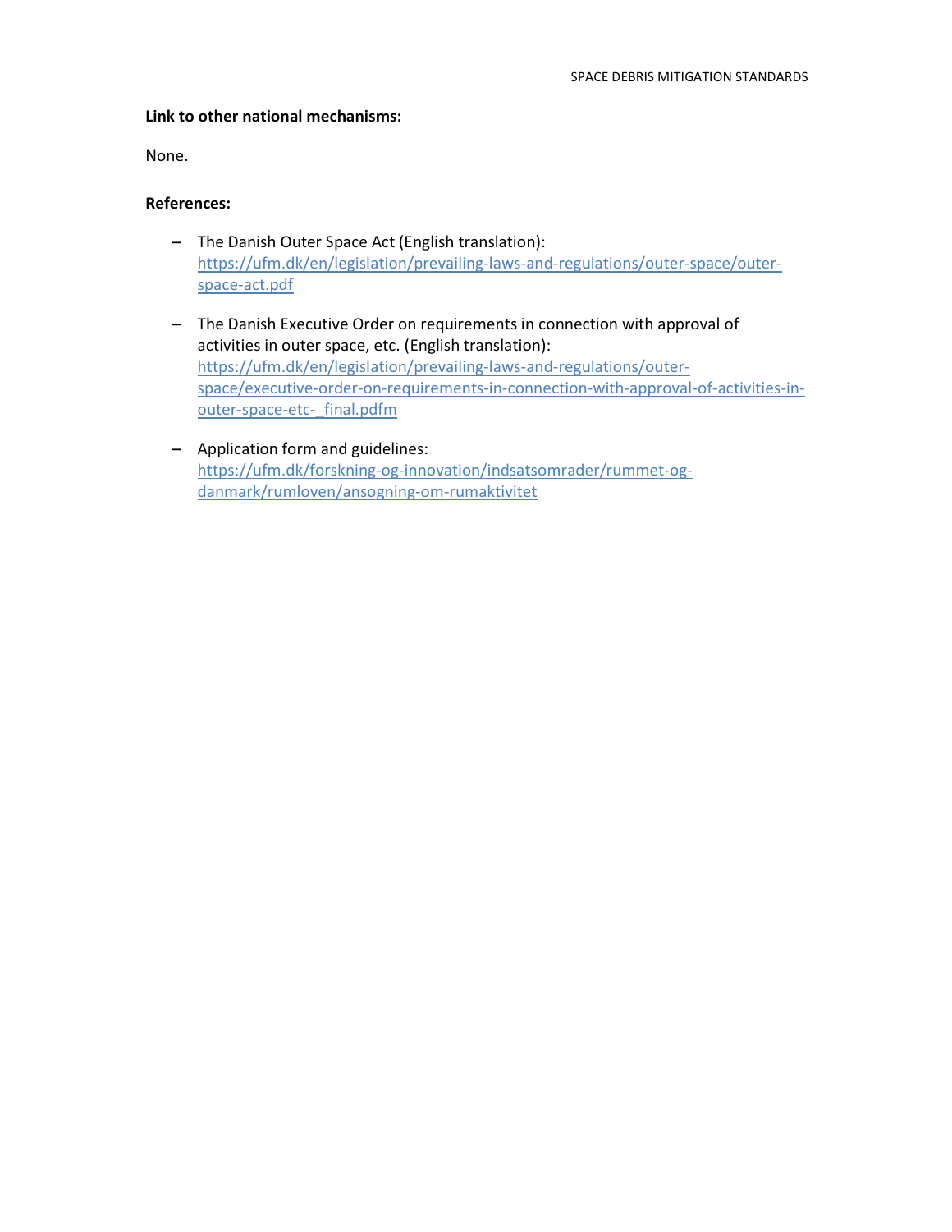**Link to other national mechanisms:**

None.

**References:**

- The Danish Outer Space Act (English translation): https://ufm.dk/en/legislation/prevailing-laws-and-regulations/outer-space/outer-space-act.pdf
- The Danish Executive Order on requirements in connection with approval of activities in outer space, etc. (English translation): https://ufm.dk/en/legislation/prevailing-laws-and-regulations/outer-space/executive-order-on-requirements-in-connection-with-approval-of-activities-in-outer-space-etc-_final.pdfm
- Application form and guidelines: https://ufm.dk/forskning-og-innovation/indsatsomrader/rummet-og-danmark/rumloven/ansogning-om-rumaktivitet